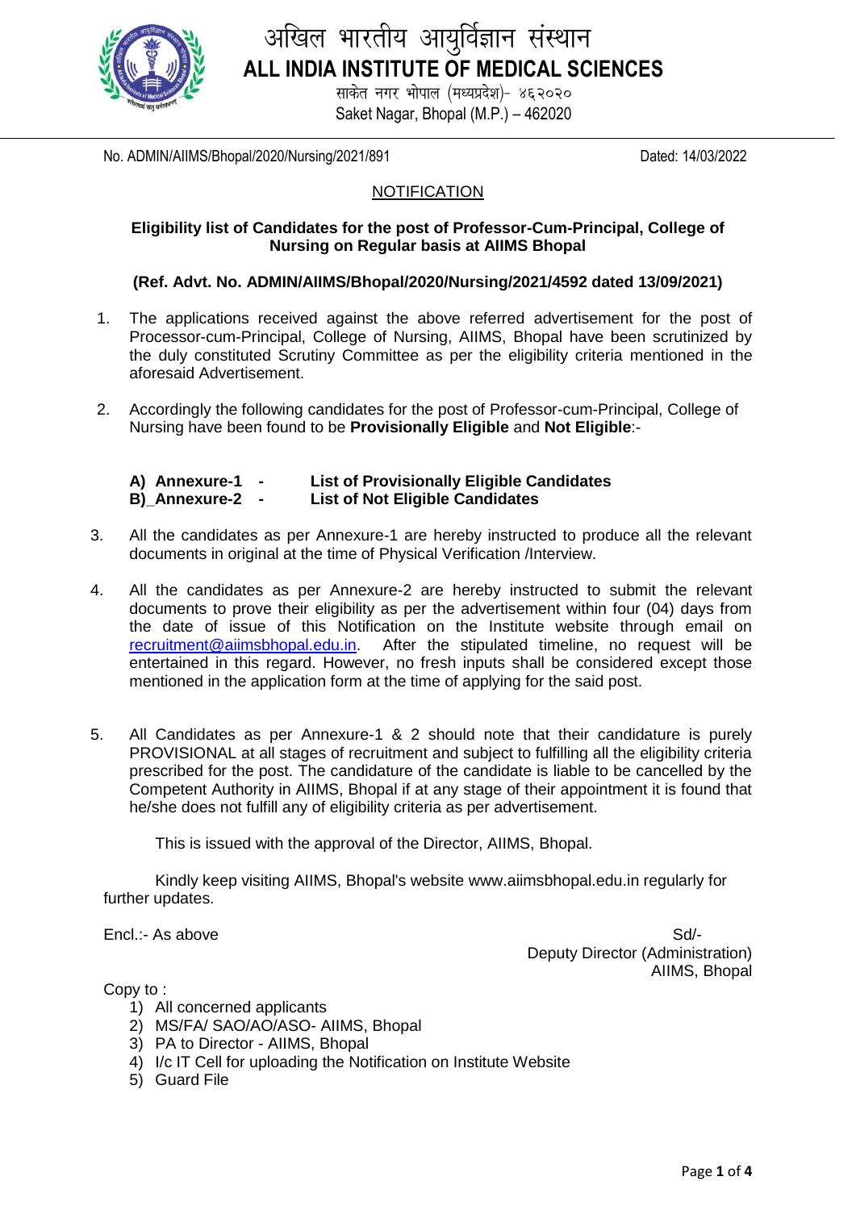# अखिल भारतीय आयुर्विज्ञान संस्थान
# ALL INDIA INSTITUTE OF MEDICAL SCIENCES

साकेत नगर भोपाल (मध्यप्रदेश)- ४६२०२०
Saket Nagar, Bhopal (M.P.) – 462020

No. ADMIN/AIIMS/Bhopal/2020/Nursing/2021/891 Dated: 14/03/2022

## NOTIFICATION

**Eligibility list of Candidates for the post of Professor-Cum-Principal, College of Nursing on Regular basis at AIIMS Bhopal**

**(Ref. Advt. No. ADMIN/AIIMS/Bhopal/2020/Nursing/2021/4592 dated 13/09/2021)**

1. The applications received against the above referred advertisement for the post of Processor-cum-Principal, College of Nursing, AIIMS, Bhopal have been scrutinized by the duly constituted Scrutiny Committee as per the eligibility criteria mentioned in the aforesaid Advertisement.

2. Accordingly the following candidates for the post of Professor-cum-Principal, College of Nursing have been found to be **Provisionally Eligible** and **Not Eligible**:-

   **A) Annexure-1 - List of Provisionally Eligible Candidates**
   **B)_Annexure-2 - List of Not Eligible Candidates**

3. All the candidates as per Annexure-1 are hereby instructed to produce all the relevant documents in original at the time of Physical Verification /Interview.

4. All the candidates as per Annexure-2 are hereby instructed to submit the relevant documents to prove their eligibility as per the advertisement within four (04) days from the date of issue of this Notification on the Institute website through email on recruitment@aiimsbhopal.edu.in. After the stipulated timeline, no request will be entertained in this regard. However, no fresh inputs shall be considered except those mentioned in the application form at the time of applying for the said post.

5. All Candidates as per Annexure-1 & 2 should note that their candidature is purely PROVISIONAL at all stages of recruitment and subject to fulfilling all the eligibility criteria prescribed for the post. The candidature of the candidate is liable to be cancelled by the Competent Authority in AIIMS, Bhopal if at any stage of their appointment it is found that he/she does not fulfill any of eligibility criteria as per advertisement.

This is issued with the approval of the Director, AIIMS, Bhopal.

Kindly keep visiting AIIMS, Bhopal's website www.aiimsbhopal.edu.in regularly for further updates.

Encl.:- As above

Sd/-
Deputy Director (Administration)
AIIMS, Bhopal

Copy to :

1) All concerned applicants
2) MS/FA/ SAO/AO/ASO- AIIMS, Bhopal
3) PA to Director - AIIMS, Bhopal
4) I/c IT Cell for uploading the Notification on Institute Website
5) Guard File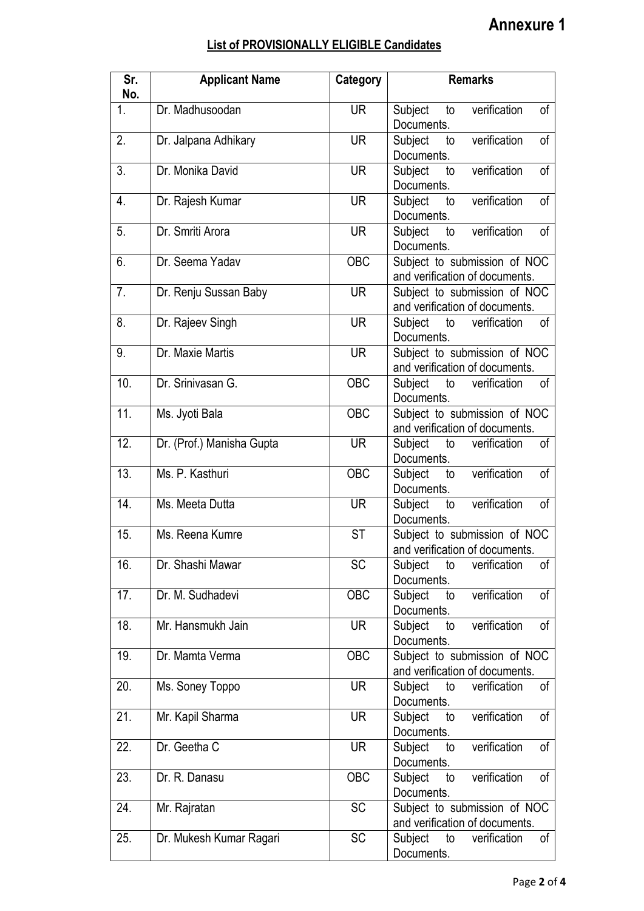# Annexure 1

## List of PROVISIONALLY ELIGIBLE Candidates

| Sr. No. | Applicant Name | Category | Remarks |
|---|---|---|---|
| 1. | Dr. Madhusoodan | UR | Subject to verification of Documents. |
| 2. | Dr. Jalpana Adhikary | UR | Subject to verification of Documents. |
| 3. | Dr. Monika David | UR | Subject to verification of Documents. |
| 4. | Dr. Rajesh Kumar | UR | Subject to verification of Documents. |
| 5. | Dr. Smriti Arora | UR | Subject to verification of Documents. |
| 6. | Dr. Seema Yadav | OBC | Subject to submission of NOC and verification of documents. |
| 7. | Dr. Renju Sussan Baby | UR | Subject to submission of NOC and verification of documents. |
| 8. | Dr. Rajeev Singh | UR | Subject to verification of Documents. |
| 9. | Dr. Maxie Martis | UR | Subject to submission of NOC and verification of documents. |
| 10. | Dr. Srinivasan G. | OBC | Subject to verification of Documents. |
| 11. | Ms. Jyoti Bala | OBC | Subject to submission of NOC and verification of documents. |
| 12. | Dr. (Prof.) Manisha Gupta | UR | Subject to verification of Documents. |
| 13. | Ms. P. Kasthuri | OBC | Subject to verification of Documents. |
| 14. | Ms. Meeta Dutta | UR | Subject to verification of Documents. |
| 15. | Ms. Reena Kumre | ST | Subject to submission of NOC and verification of documents. |
| 16. | Dr. Shashi Mawar | SC | Subject to verification of Documents. |
| 17. | Dr. M. Sudhadevi | OBC | Subject to verification of Documents. |
| 18. | Mr. Hansmukh Jain | UR | Subject to verification of Documents. |
| 19. | Dr. Mamta Verma | OBC | Subject to submission of NOC and verification of documents. |
| 20. | Ms. Soney Toppo | UR | Subject to verification of Documents. |
| 21. | Mr. Kapil Sharma | UR | Subject to verification of Documents. |
| 22. | Dr. Geetha C | UR | Subject to verification of Documents. |
| 23. | Dr. R. Danasu | OBC | Subject to verification of Documents. |
| 24. | Mr. Rajratan | SC | Subject to submission of NOC and verification of documents. |
| 25. | Dr. Mukesh Kumar Ragari | SC | Subject to verification of Documents. |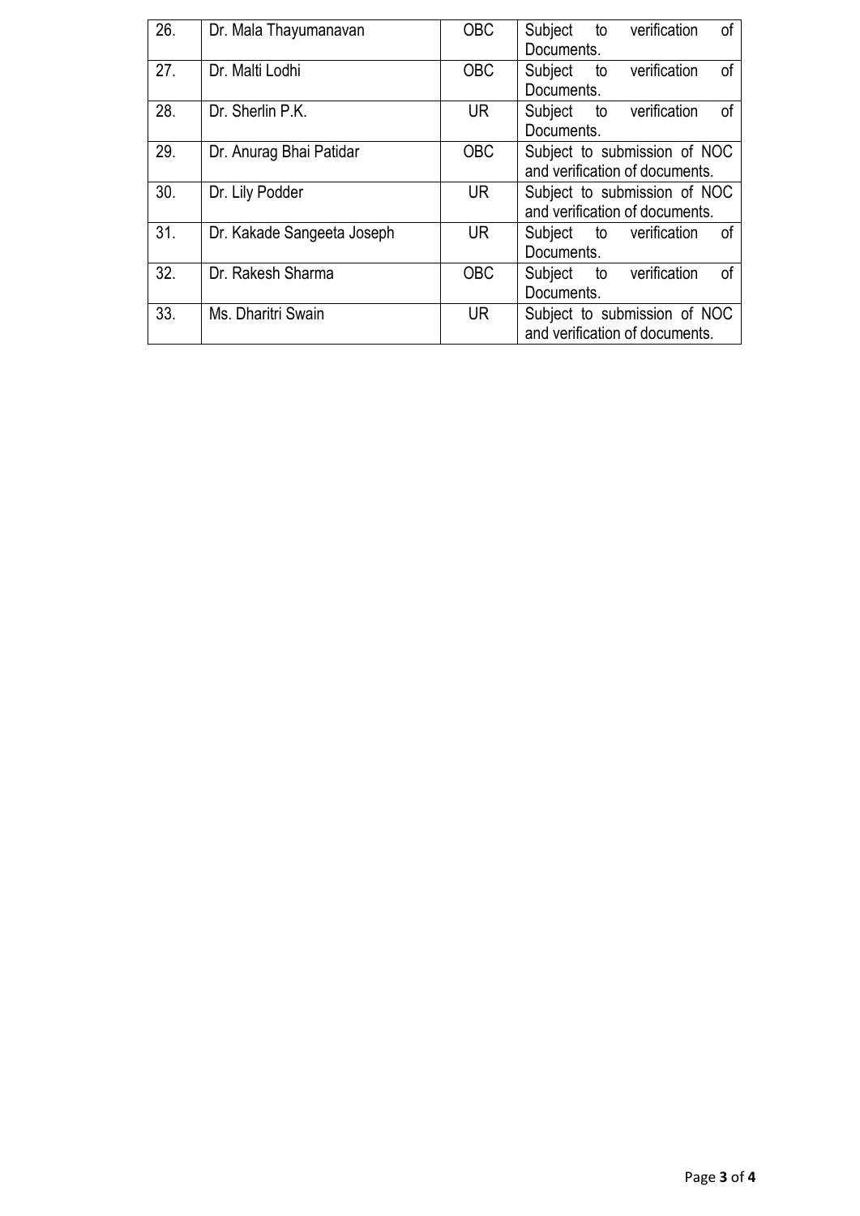| 26. | Dr. Mala Thayumanavan | OBC | Subject to verification of Documents. |
|---|---|---|---|
| 27. | Dr. Malti Lodhi | OBC | Subject to verification of Documents. |
| 28. | Dr. Sherlin P.K. | UR | Subject to verification of Documents. |
| 29. | Dr. Anurag Bhai Patidar | OBC | Subject to submission of NOC and verification of documents. |
| 30. | Dr. Lily Podder | UR | Subject to submission of NOC and verification of documents. |
| 31. | Dr. Kakade Sangeeta Joseph | UR | Subject to verification of Documents. |
| 32. | Dr. Rakesh Sharma | OBC | Subject to verification of Documents. |
| 33. | Ms. Dharitri Swain | UR | Subject to submission of NOC and verification of documents. |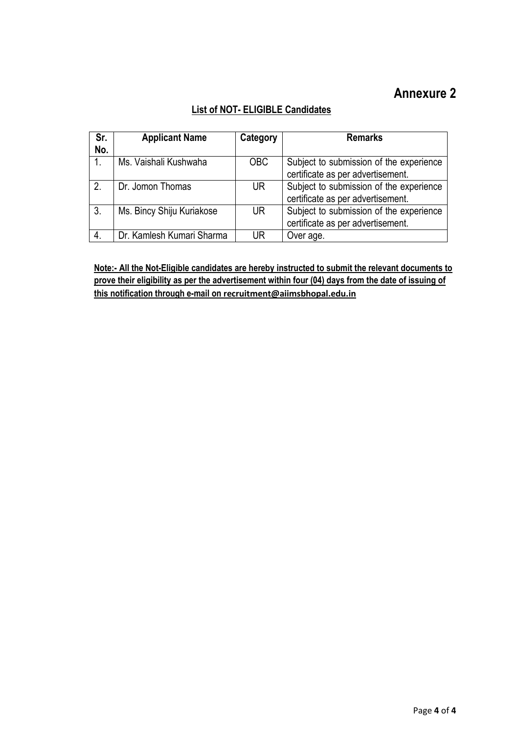# Annexure 2

**List of NOT- ELIGIBLE Candidates**

| Sr. No. | Applicant Name | Category | Remarks |
|---|---|---|---|
| 1. | Ms. Vaishali Kushwaha | OBC | Subject to submission of the experience certificate as per advertisement. |
| 2. | Dr. Jomon Thomas | UR | Subject to submission of the experience certificate as per advertisement. |
| 3. | Ms. Bincy Shiju Kuriakose | UR | Subject to submission of the experience certificate as per advertisement. |
| 4. | Dr. Kamlesh Kumari Sharma | UR | Over age. |

**Note:- All the Not-Eligible candidates are hereby instructed to submit the relevant documents to prove their eligibility as per the advertisement within four (04) days from the date of issuing of this notification through e-mail on recruitment@aiimsbhopal.edu.in**